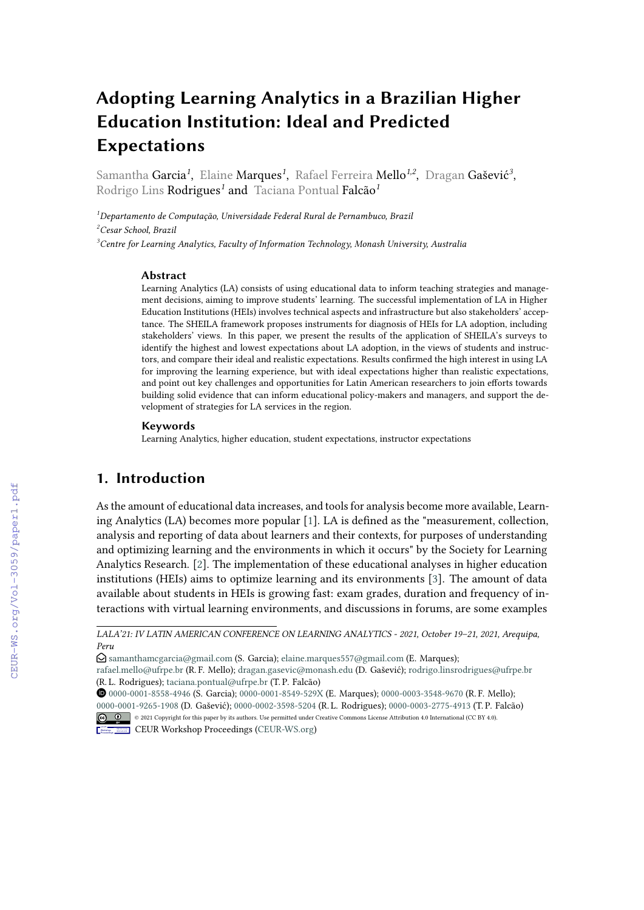# Adopting Learning Analytics in a Brazilian Higher Education Institution: Ideal and Predicted Expectations

Samantha Garcia[1], Elaine Marques[1], Rafael Ferreira Mello[1,2], Dragan Gašević[3], Rodrigo Lins Rodrigues[1] and Taciana Pontual Falcão[1]

[1]*Departamento de Computação, Universidade Federal Rural de Pernambuco, Brazil*
[2]*Cesar School, Brazil*
[3]*Centre for Learning Analytics, Faculty of Information Technology, Monash University, Australia*

### Abstract

Learning Analytics (LA) consists of using educational data to inform teaching strategies and management decisions, aiming to improve students' learning. The successful implementation of LA in Higher Education Institutions (HEIs) involves technical aspects and infrastructure but also stakeholders' acceptance. The SHEILA framework proposes instruments for diagnosis of HEIs for LA adoption, including stakeholders' views. In this paper, we present the results of the application of SHEILA's surveys to identify the highest and lowest expectations about LA adoption, in the views of students and instructors, and compare their ideal and realistic expectations. Results confirmed the high interest in using LA for improving the learning experience, but with ideal expectations higher than realistic expectations, and point out key challenges and opportunities for Latin American researchers to join efforts towards building solid evidence that can inform educational policy-makers and managers, and support the development of strategies for LA services in the region.

### Keywords

Learning Analytics, higher education, student expectations, instructor expectations

## 1. Introduction

As the amount of educational data increases, and tools for analysis become more available, Learning Analytics (LA) becomes more popular [1]. LA is defined as the "measurement, collection, analysis and reporting of data about learners and their contexts, for purposes of understanding and optimizing learning and the environments in which it occurs" by the Society for Learning Analytics Research. [2]. The implementation of these educational analyses in higher education institutions (HEIs) aims to optimize learning and its environments [3]. The amount of data available about students in HEIs is growing fast: exam grades, duration and frequency of interactions with virtual learning environments, and discussions in forums, are some examples

---

*LALA'21: IV LATIN AMERICAN CONFERENCE ON LEARNING ANALYTICS - 2021, October 19–21, 2021, Arequipa, Peru*

samanthamcgarcia@gmail.com (S. Garcia); elaine.marques557@gmail.com (E. Marques); rafael.mello@ufrpe.br (R. F. Mello); dragan.gasevic@monash.edu (D. Gašević); rodrigo.linsrodrigues@ufrpe.br (R. L. Rodrigues); taciana.pontual@ufrpe.br (T. P. Falcão)

0000-0001-8558-4946 (S. Garcia); 0000-0001-8549-529X (E. Marques); 0000-0003-3548-9670 (R. F. Mello); 0000-0001-9265-1908 (D. Gašević); 0000-0002-3598-5204 (R. L. Rodrigues); 0000-0003-2775-4913 (T. P. Falcão)

© 2021 Copyright for this paper by its authors. Use permitted under Creative Commons License Attribution 4.0 International (CC BY 4.0).

CEUR Workshop Proceedings (CEUR-WS.org)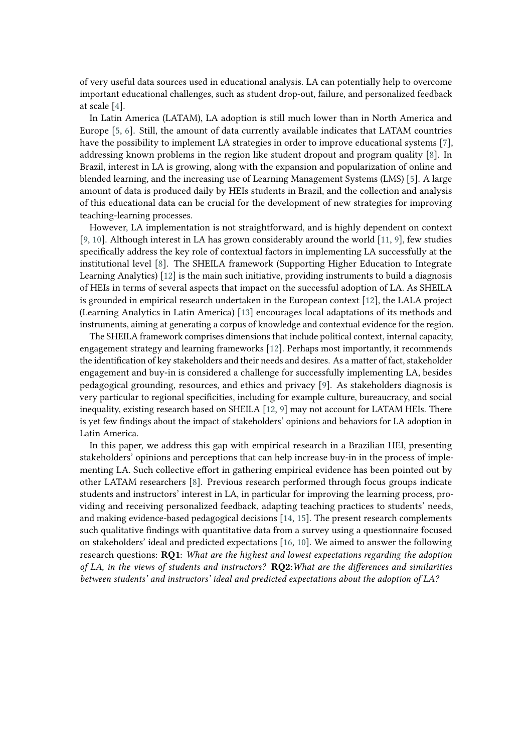of very useful data sources used in educational analysis. LA can potentially help to overcome important educational challenges, such as student drop-out, failure, and personalized feedback at scale [4].

In Latin America (LATAM), LA adoption is still much lower than in North America and Europe [5, 6]. Still, the amount of data currently available indicates that LATAM countries have the possibility to implement LA strategies in order to improve educational systems [7], addressing known problems in the region like student dropout and program quality [8]. In Brazil, interest in LA is growing, along with the expansion and popularization of online and blended learning, and the increasing use of Learning Management Systems (LMS) [5]. A large amount of data is produced daily by HEIs students in Brazil, and the collection and analysis of this educational data can be crucial for the development of new strategies for improving teaching-learning processes.

However, LA implementation is not straightforward, and is highly dependent on context [9, 10]. Although interest in LA has grown considerably around the world [11, 9], few studies specifically address the key role of contextual factors in implementing LA successfully at the institutional level [8]. The SHEILA framework (Supporting Higher Education to Integrate Learning Analytics) [12] is the main such initiative, providing instruments to build a diagnosis of HEIs in terms of several aspects that impact on the successful adoption of LA. As SHEILA is grounded in empirical research undertaken in the European context [12], the LALA project (Learning Analytics in Latin America) [13] encourages local adaptations of its methods and instruments, aiming at generating a corpus of knowledge and contextual evidence for the region.

The SHEILA framework comprises dimensions that include political context, internal capacity, engagement strategy and learning frameworks [12]. Perhaps most importantly, it recommends the identification of key stakeholders and their needs and desires. As a matter of fact, stakeholder engagement and buy-in is considered a challenge for successfully implementing LA, besides pedagogical grounding, resources, and ethics and privacy [9]. As stakeholders diagnosis is very particular to regional specificities, including for example culture, bureaucracy, and social inequality, existing research based on SHEILA [12, 9] may not account for LATAM HEIs. There is yet few findings about the impact of stakeholders' opinions and behaviors for LA adoption in Latin America.

In this paper, we address this gap with empirical research in a Brazilian HEI, presenting stakeholders' opinions and perceptions that can help increase buy-in in the process of implementing LA. Such collective effort in gathering empirical evidence has been pointed out by other LATAM researchers [8]. Previous research performed through focus groups indicate students and instructors' interest in LA, in particular for improving the learning process, providing and receiving personalized feedback, adapting teaching practices to students' needs, and making evidence-based pedagogical decisions [14, 15]. The present research complements such qualitative findings with quantitative data from a survey using a questionnaire focused on stakeholders' ideal and predicted expectations [16, 10]. We aimed to answer the following research questions: **RQ1**: *What are the highest and lowest expectations regarding the adoption of LA, in the views of students and instructors?* **RQ2**:*What are the differences and similarities between students' and instructors' ideal and predicted expectations about the adoption of LA?*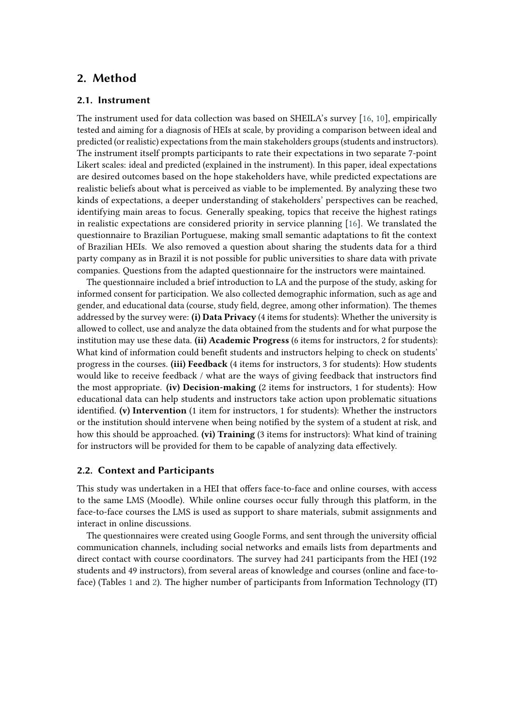## 2. Method

### 2.1. Instrument

The instrument used for data collection was based on SHEILA's survey [16, 10], empirically tested and aiming for a diagnosis of HEIs at scale, by providing a comparison between ideal and predicted (or realistic) expectations from the main stakeholders groups (students and instructors). The instrument itself prompts participants to rate their expectations in two separate 7-point Likert scales: ideal and predicted (explained in the instrument). In this paper, ideal expectations are desired outcomes based on the hope stakeholders have, while predicted expectations are realistic beliefs about what is perceived as viable to be implemented. By analyzing these two kinds of expectations, a deeper understanding of stakeholders' perspectives can be reached, identifying main areas to focus. Generally speaking, topics that receive the highest ratings in realistic expectations are considered priority in service planning [16]. We translated the questionnaire to Brazilian Portuguese, making small semantic adaptations to fit the context of Brazilian HEIs. We also removed a question about sharing the students data for a third party company as in Brazil it is not possible for public universities to share data with private companies. Questions from the adapted questionnaire for the instructors were maintained.

The questionnaire included a brief introduction to LA and the purpose of the study, asking for informed consent for participation. We also collected demographic information, such as age and gender, and educational data (course, study field, degree, among other information). The themes addressed by the survey were: **(i) Data Privacy** (4 items for students): Whether the university is allowed to collect, use and analyze the data obtained from the students and for what purpose the institution may use these data. **(ii) Academic Progress** (6 items for instructors, 2 for students): What kind of information could benefit students and instructors helping to check on students' progress in the courses. **(iii) Feedback** (4 items for instructors, 3 for students): How students would like to receive feedback / what are the ways of giving feedback that instructors find the most appropriate. **(iv) Decision-making** (2 items for instructors, 1 for students): How educational data can help students and instructors take action upon problematic situations identified. **(v) Intervention** (1 item for instructors, 1 for students): Whether the instructors or the institution should intervene when being notified by the system of a student at risk, and how this should be approached. **(vi) Training** (3 items for instructors): What kind of training for instructors will be provided for them to be capable of analyzing data effectively.

### 2.2. Context and Participants

This study was undertaken in a HEI that offers face-to-face and online courses, with access to the same LMS (Moodle). While online courses occur fully through this platform, in the face-to-face courses the LMS is used as support to share materials, submit assignments and interact in online discussions.

The questionnaires were created using Google Forms, and sent through the university official communication channels, including social networks and emails lists from departments and direct contact with course coordinators. The survey had 241 participants from the HEI (192 students and 49 instructors), from several areas of knowledge and courses (online and face-to-face) (Tables 1 and 2). The higher number of participants from Information Technology (IT)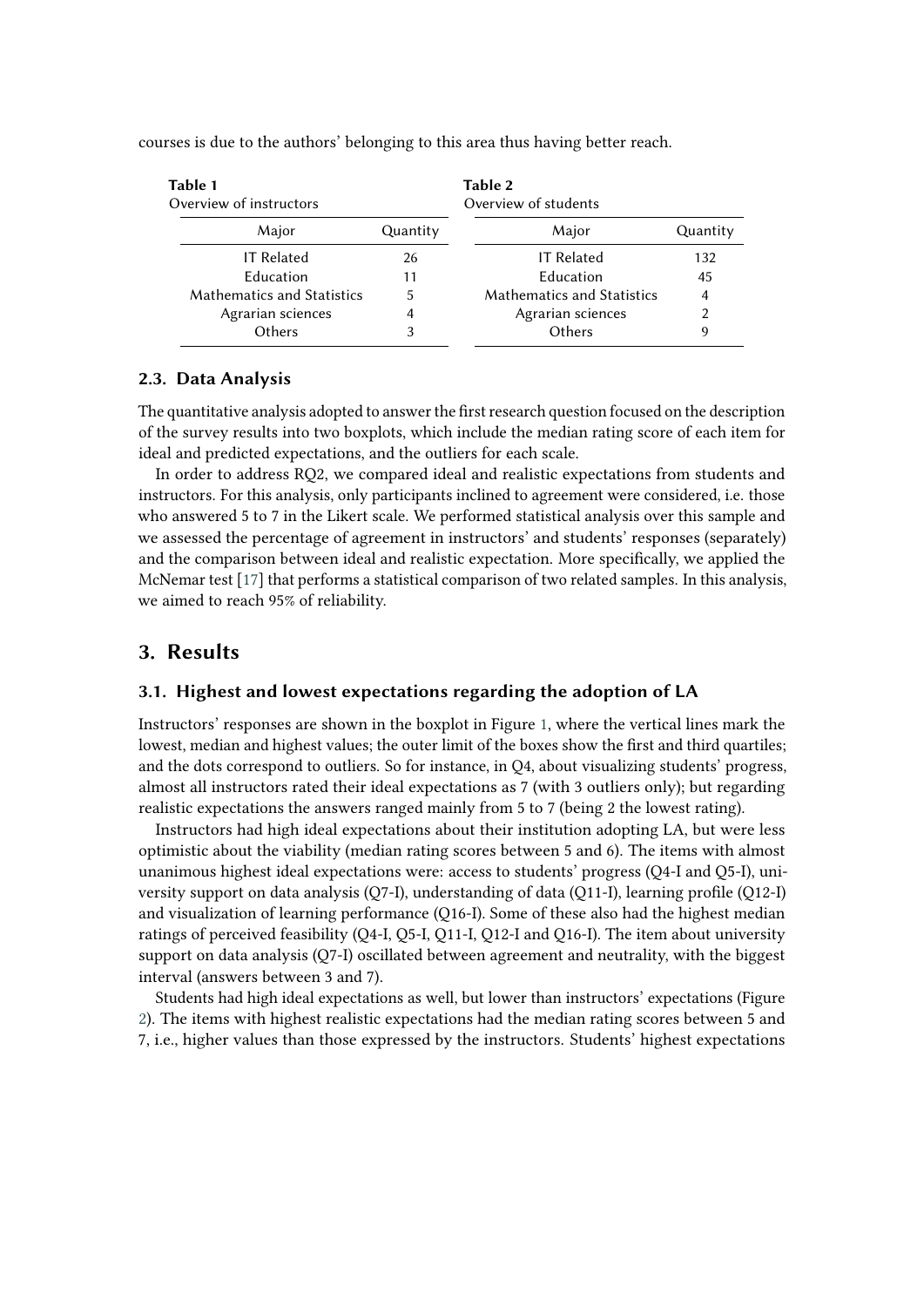courses is due to the authors' belonging to this area thus having better reach.

**Table 1**
Overview of instructors

| Major | Quantity |
|---|---|
| IT Related | 26 |
| Education | 11 |
| Mathematics and Statistics | 5 |
| Agrarian sciences | 4 |
| Others | 3 |

**Table 2**
Overview of students

| Major | Quantity |
|---|---|
| IT Related | 132 |
| Education | 45 |
| Mathematics and Statistics | 4 |
| Agrarian sciences | 2 |
| Others | 9 |

### 2.3. Data Analysis

The quantitative analysis adopted to answer the first research question focused on the description of the survey results into two boxplots, which include the median rating score of each item for ideal and predicted expectations, and the outliers for each scale.

In order to address RQ2, we compared ideal and realistic expectations from students and instructors. For this analysis, only participants inclined to agreement were considered, i.e. those who answered 5 to 7 in the Likert scale. We performed statistical analysis over this sample and we assessed the percentage of agreement in instructors' and students' responses (separately) and the comparison between ideal and realistic expectation. More specifically, we applied the McNemar test [17] that performs a statistical comparison of two related samples. In this analysis, we aimed to reach 95% of reliability.

## 3. Results

### 3.1. Highest and lowest expectations regarding the adoption of LA

Instructors' responses are shown in the boxplot in Figure 1, where the vertical lines mark the lowest, median and highest values; the outer limit of the boxes show the first and third quartiles; and the dots correspond to outliers. So for instance, in Q4, about visualizing students' progress, almost all instructors rated their ideal expectations as 7 (with 3 outliers only); but regarding realistic expectations the answers ranged mainly from 5 to 7 (being 2 the lowest rating).

Instructors had high ideal expectations about their institution adopting LA, but were less optimistic about the viability (median rating scores between 5 and 6). The items with almost unanimous highest ideal expectations were: access to students' progress (Q4-I and Q5-I), university support on data analysis (Q7-I), understanding of data (Q11-I), learning profile (Q12-I) and visualization of learning performance (Q16-I). Some of these also had the highest median ratings of perceived feasibility (Q4-I, Q5-I, Q11-I, Q12-I and Q16-I). The item about university support on data analysis (Q7-I) oscillated between agreement and neutrality, with the biggest interval (answers between 3 and 7).

Students had high ideal expectations as well, but lower than instructors' expectations (Figure 2). The items with highest realistic expectations had the median rating scores between 5 and 7, i.e., higher values than those expressed by the instructors. Students' highest expectations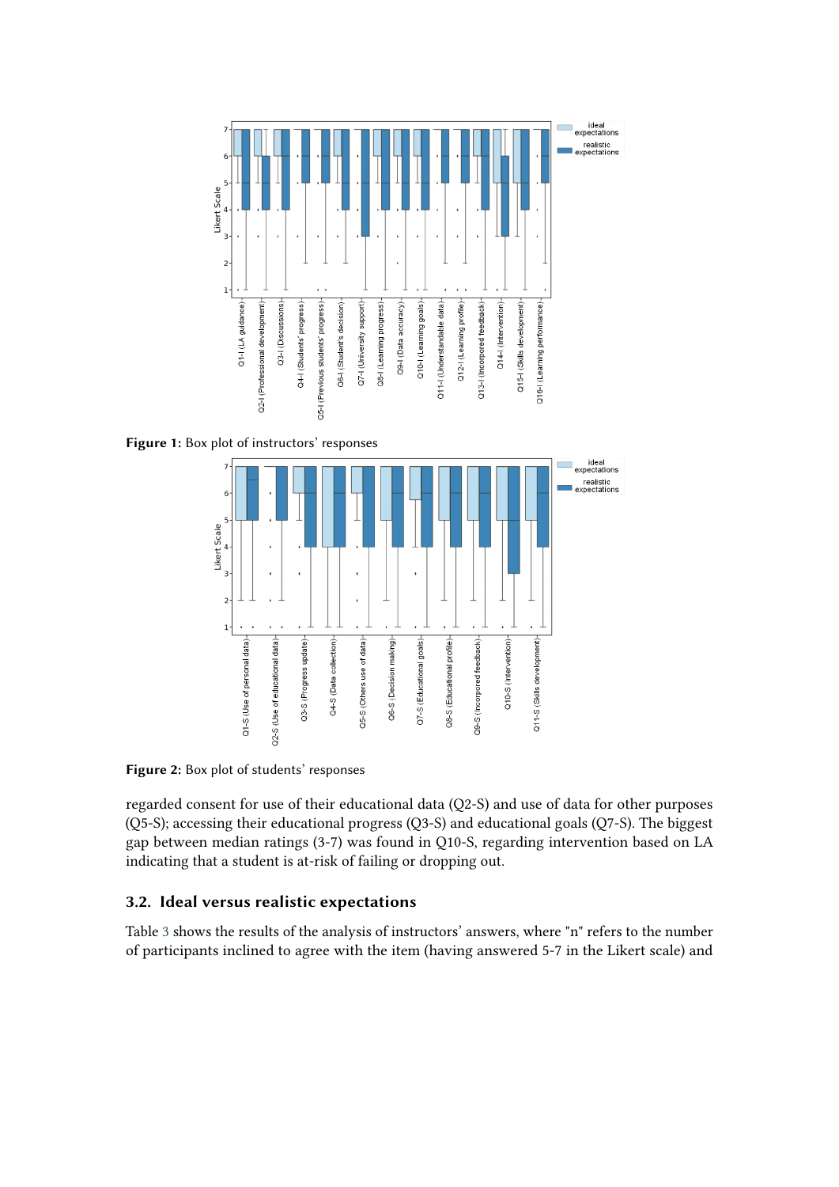Figure 1: Box plot of instructors' responses

Figure 2: Box plot of students' responses

regarded consent for use of their educational data (Q2-S) and use of data for other purposes (Q5-S); accessing their educational progress (Q3-S) and educational goals (Q7-S). The biggest gap between median ratings (3-7) was found in Q10-S, regarding intervention based on LA indicating that a student is at-risk of failing or dropping out.

### 3.2. Ideal versus realistic expectations

Table 3 shows the results of the analysis of instructors' answers, where "n" refers to the number of participants inclined to agree with the item (having answered 5-7 in the Likert scale) and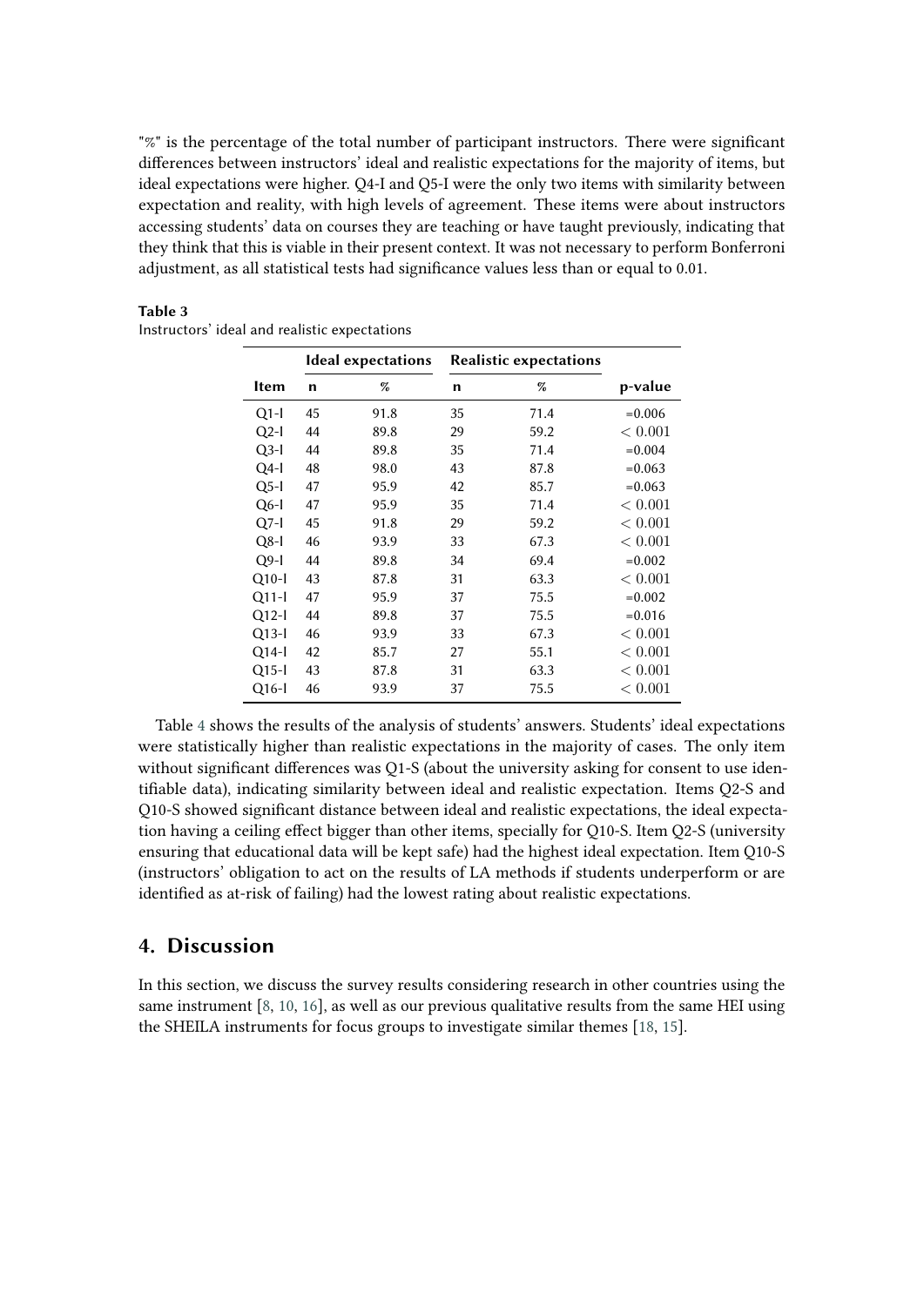"%" is the percentage of the total number of participant instructors. There were significant differences between instructors' ideal and realistic expectations for the majority of items, but ideal expectations were higher. Q4-I and Q5-I were the only two items with similarity between expectation and reality, with high levels of agreement. These items were about instructors accessing students' data on courses they are teaching or have taught previously, indicating that they think that this is viable in their present context. It was not necessary to perform Bonferroni adjustment, as all statistical tests had significance values less than or equal to 0.01.

**Table 3**
Instructors' ideal and realistic expectations

| | Ideal expectations | | Realistic expectations | | |
|---|---|---|---|---|---|
| **Item** | **n** | **%** | **n** | **%** | **p-value** |
| Q1-I | 45 | 91.8 | 35 | 71.4 | =0.006 |
| Q2-I | 44 | 89.8 | 29 | 59.2 | $< 0.001$ |
| Q3-I | 44 | 89.8 | 35 | 71.4 | =0.004 |
| Q4-I | 48 | 98.0 | 43 | 87.8 | =0.063 |
| Q5-I | 47 | 95.9 | 42 | 85.7 | =0.063 |
| Q6-I | 47 | 95.9 | 35 | 71.4 | $< 0.001$ |
| Q7-I | 45 | 91.8 | 29 | 59.2 | $< 0.001$ |
| Q8-I | 46 | 93.9 | 33 | 67.3 | $< 0.001$ |
| Q9-I | 44 | 89.8 | 34 | 69.4 | =0.002 |
| Q10-I | 43 | 87.8 | 31 | 63.3 | $< 0.001$ |
| Q11-I | 47 | 95.9 | 37 | 75.5 | =0.002 |
| Q12-I | 44 | 89.8 | 37 | 75.5 | =0.016 |
| Q13-I | 46 | 93.9 | 33 | 67.3 | $< 0.001$ |
| Q14-I | 42 | 85.7 | 27 | 55.1 | $< 0.001$ |
| Q15-I | 43 | 87.8 | 31 | 63.3 | $< 0.001$ |
| Q16-I | 46 | 93.9 | 37 | 75.5 | $< 0.001$ |

Table 4 shows the results of the analysis of students' answers. Students' ideal expectations were statistically higher than realistic expectations in the majority of cases. The only item without significant differences was Q1-S (about the university asking for consent to use identifiable data), indicating similarity between ideal and realistic expectation. Items Q2-S and Q10-S showed significant distance between ideal and realistic expectations, the ideal expectation having a ceiling effect bigger than other items, specially for Q10-S. Item Q2-S (university ensuring that educational data will be kept safe) had the highest ideal expectation. Item Q10-S (instructors' obligation to act on the results of LA methods if students underperform or are identified as at-risk of failing) had the lowest rating about realistic expectations.

## 4. Discussion

In this section, we discuss the survey results considering research in other countries using the same instrument [8, 10, 16], as well as our previous qualitative results from the same HEI using the SHEILA instruments for focus groups to investigate similar themes [18, 15].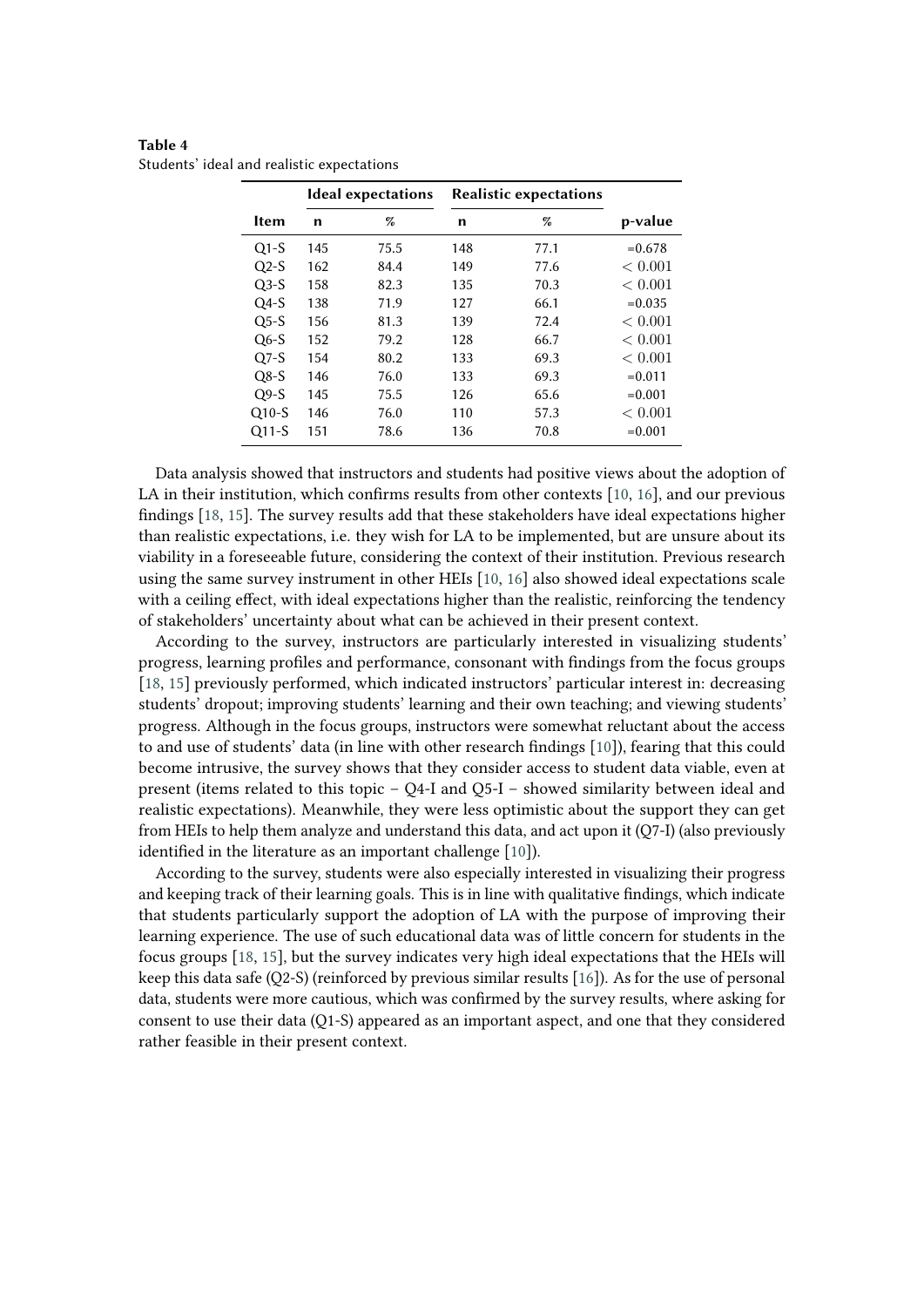**Table 4**
Students' ideal and realistic expectations

| Item | Ideal expectations | | Realistic expectations | | p-value |
|---|---|---|---|---|---|
| | n | % | n | % | |
| Q1-S | 145 | 75.5 | 148 | 77.1 | =0.678 |
| Q2-S | 162 | 84.4 | 149 | 77.6 | $< 0.001$ |
| Q3-S | 158 | 82.3 | 135 | 70.3 | $< 0.001$ |
| Q4-S | 138 | 71.9 | 127 | 66.1 | =0.035 |
| Q5-S | 156 | 81.3 | 139 | 72.4 | $< 0.001$ |
| Q6-S | 152 | 79.2 | 128 | 66.7 | $< 0.001$ |
| Q7-S | 154 | 80.2 | 133 | 69.3 | $< 0.001$ |
| Q8-S | 146 | 76.0 | 133 | 69.3 | =0.011 |
| Q9-S | 145 | 75.5 | 126 | 65.6 | =0.001 |
| Q10-S | 146 | 76.0 | 110 | 57.3 | $< 0.001$ |
| Q11-S | 151 | 78.6 | 136 | 70.8 | =0.001 |

Data analysis showed that instructors and students had positive views about the adoption of LA in their institution, which confirms results from other contexts [10, 16], and our previous findings [18, 15]. The survey results add that these stakeholders have ideal expectations higher than realistic expectations, i.e. they wish for LA to be implemented, but are unsure about its viability in a foreseeable future, considering the context of their institution. Previous research using the same survey instrument in other HEIs [10, 16] also showed ideal expectations scale with a ceiling effect, with ideal expectations higher than the realistic, reinforcing the tendency of stakeholders' uncertainty about what can be achieved in their present context.

According to the survey, instructors are particularly interested in visualizing students' progress, learning profiles and performance, consonant with findings from the focus groups [18, 15] previously performed, which indicated instructors' particular interest in: decreasing students' dropout; improving students' learning and their own teaching; and viewing students' progress. Although in the focus groups, instructors were somewhat reluctant about the access to and use of students' data (in line with other research findings [10]), fearing that this could become intrusive, the survey shows that they consider access to student data viable, even at present (items related to this topic – Q4-I and Q5-I – showed similarity between ideal and realistic expectations). Meanwhile, they were less optimistic about the support they can get from HEIs to help them analyze and understand this data, and act upon it (Q7-I) (also previously identified in the literature as an important challenge [10]).

According to the survey, students were also especially interested in visualizing their progress and keeping track of their learning goals. This is in line with qualitative findings, which indicate that students particularly support the adoption of LA with the purpose of improving their learning experience. The use of such educational data was of little concern for students in the focus groups [18, 15], but the survey indicates very high ideal expectations that the HEIs will keep this data safe (Q2-S) (reinforced by previous similar results [16]). As for the use of personal data, students were more cautious, which was confirmed by the survey results, where asking for consent to use their data (Q1-S) appeared as an important aspect, and one that they considered rather feasible in their present context.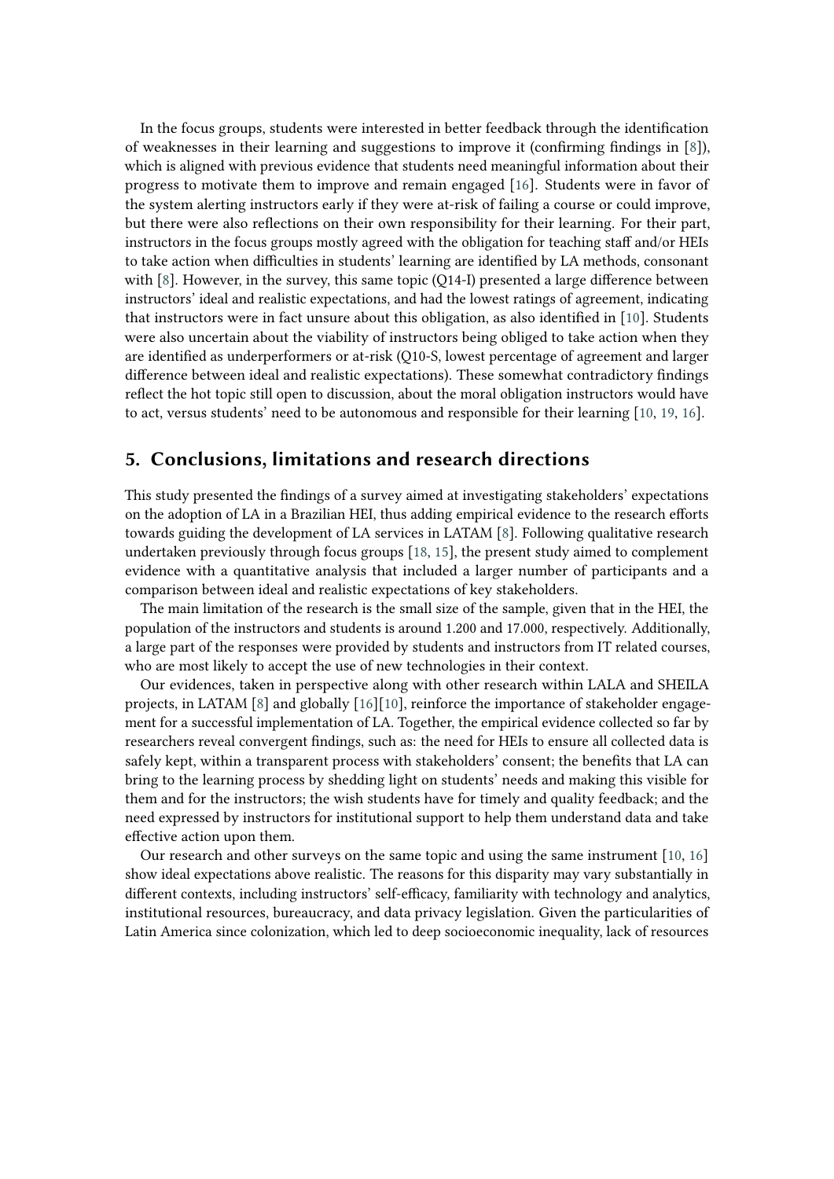In the focus groups, students were interested in better feedback through the identification of weaknesses in their learning and suggestions to improve it (confirming findings in [8]), which is aligned with previous evidence that students need meaningful information about their progress to motivate them to improve and remain engaged [16]. Students were in favor of the system alerting instructors early if they were at-risk of failing a course or could improve, but there were also reflections on their own responsibility for their learning. For their part, instructors in the focus groups mostly agreed with the obligation for teaching staff and/or HEIs to take action when difficulties in students' learning are identified by LA methods, consonant with [8]. However, in the survey, this same topic (Q14-I) presented a large difference between instructors' ideal and realistic expectations, and had the lowest ratings of agreement, indicating that instructors were in fact unsure about this obligation, as also identified in [10]. Students were also uncertain about the viability of instructors being obliged to take action when they are identified as underperformers or at-risk (Q10-S, lowest percentage of agreement and larger difference between ideal and realistic expectations). These somewhat contradictory findings reflect the hot topic still open to discussion, about the moral obligation instructors would have to act, versus students' need to be autonomous and responsible for their learning [10, 19, 16].

## 5. Conclusions, limitations and research directions

This study presented the findings of a survey aimed at investigating stakeholders' expectations on the adoption of LA in a Brazilian HEI, thus adding empirical evidence to the research efforts towards guiding the development of LA services in LATAM [8]. Following qualitative research undertaken previously through focus groups [18, 15], the present study aimed to complement evidence with a quantitative analysis that included a larger number of participants and a comparison between ideal and realistic expectations of key stakeholders.

The main limitation of the research is the small size of the sample, given that in the HEI, the population of the instructors and students is around 1.200 and 17.000, respectively. Additionally, a large part of the responses were provided by students and instructors from IT related courses, who are most likely to accept the use of new technologies in their context.

Our evidences, taken in perspective along with other research within LALA and SHEILA projects, in LATAM [8] and globally [16][10], reinforce the importance of stakeholder engagement for a successful implementation of LA. Together, the empirical evidence collected so far by researchers reveal convergent findings, such as: the need for HEIs to ensure all collected data is safely kept, within a transparent process with stakeholders' consent; the benefits that LA can bring to the learning process by shedding light on students' needs and making this visible for them and for the instructors; the wish students have for timely and quality feedback; and the need expressed by instructors for institutional support to help them understand data and take effective action upon them.

Our research and other surveys on the same topic and using the same instrument [10, 16] show ideal expectations above realistic. The reasons for this disparity may vary substantially in different contexts, including instructors' self-efficacy, familiarity with technology and analytics, institutional resources, bureaucracy, and data privacy legislation. Given the particularities of Latin America since colonization, which led to deep socioeconomic inequality, lack of resources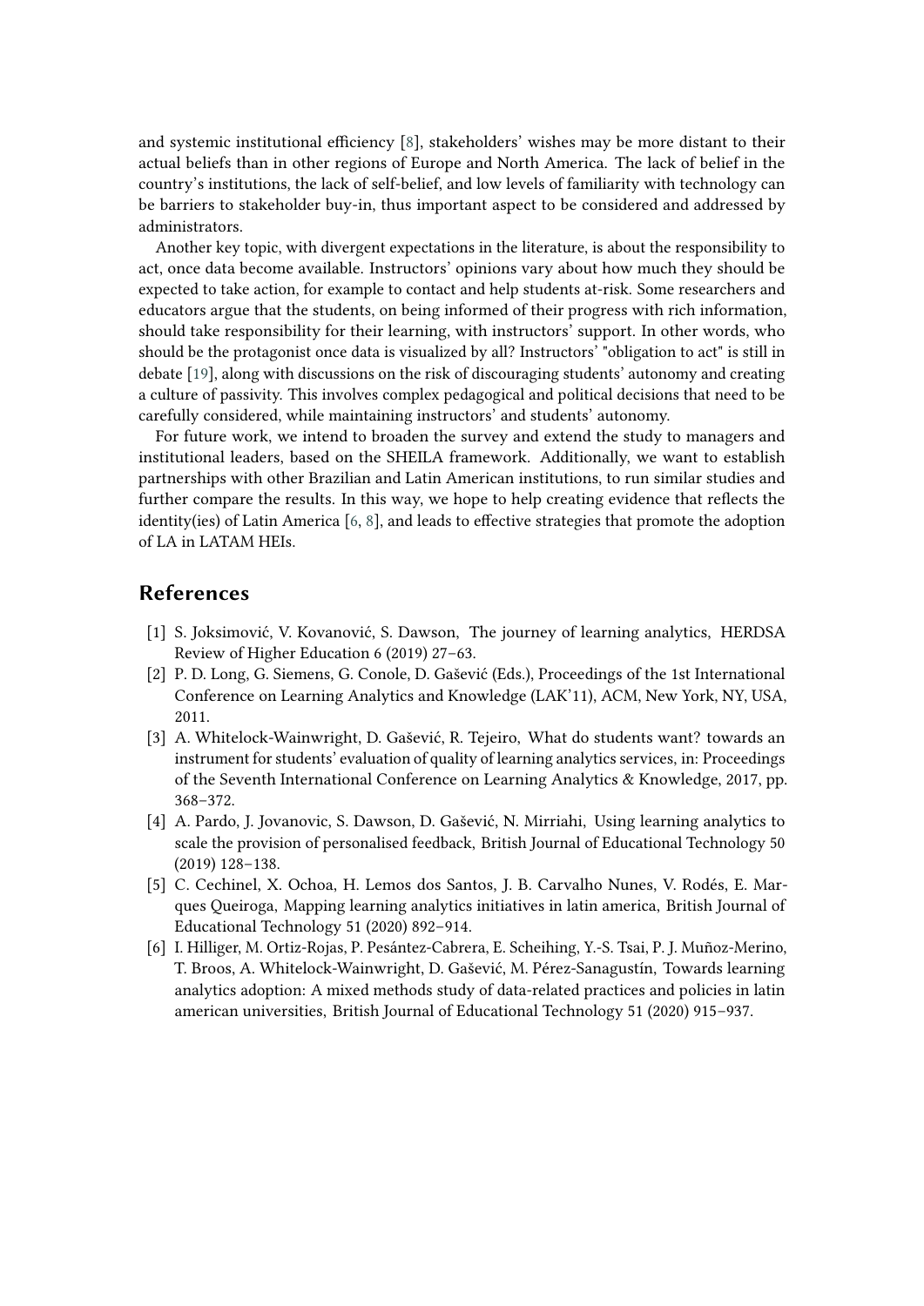and systemic institutional efficiency [8], stakeholders' wishes may be more distant to their actual beliefs than in other regions of Europe and North America. The lack of belief in the country's institutions, the lack of self-belief, and low levels of familiarity with technology can be barriers to stakeholder buy-in, thus important aspect to be considered and addressed by administrators.

Another key topic, with divergent expectations in the literature, is about the responsibility to act, once data become available. Instructors' opinions vary about how much they should be expected to take action, for example to contact and help students at-risk. Some researchers and educators argue that the students, on being informed of their progress with rich information, should take responsibility for their learning, with instructors' support. In other words, who should be the protagonist once data is visualized by all? Instructors' "obligation to act" is still in debate [19], along with discussions on the risk of discouraging students' autonomy and creating a culture of passivity. This involves complex pedagogical and political decisions that need to be carefully considered, while maintaining instructors' and students' autonomy.

For future work, we intend to broaden the survey and extend the study to managers and institutional leaders, based on the SHEILA framework. Additionally, we want to establish partnerships with other Brazilian and Latin American institutions, to run similar studies and further compare the results. In this way, we hope to help creating evidence that reflects the identity(ies) of Latin America [6, 8], and leads to effective strategies that promote the adoption of LA in LATAM HEIs.

## References

[1] S. Joksimović, V. Kovanović, S. Dawson, The journey of learning analytics, HERDSA Review of Higher Education 6 (2019) 27–63.

[2] P. D. Long, G. Siemens, G. Conole, D. Gašević (Eds.), Proceedings of the 1st International Conference on Learning Analytics and Knowledge (LAK'11), ACM, New York, NY, USA, 2011.

[3] A. Whitelock-Wainwright, D. Gašević, R. Tejeiro, What do students want? towards an instrument for students' evaluation of quality of learning analytics services, in: Proceedings of the Seventh International Conference on Learning Analytics & Knowledge, 2017, pp. 368–372.

[4] A. Pardo, J. Jovanovic, S. Dawson, D. Gašević, N. Mirriahi, Using learning analytics to scale the provision of personalised feedback, British Journal of Educational Technology 50 (2019) 128–138.

[5] C. Cechinel, X. Ochoa, H. Lemos dos Santos, J. B. Carvalho Nunes, V. Rodés, E. Marques Queiroga, Mapping learning analytics initiatives in latin america, British Journal of Educational Technology 51 (2020) 892–914.

[6] I. Hilliger, M. Ortiz-Rojas, P. Pesántez-Cabrera, E. Scheihing, Y.-S. Tsai, P. J. Muñoz-Merino, T. Broos, A. Whitelock-Wainwright, D. Gašević, M. Pérez-Sanagustín, Towards learning analytics adoption: A mixed methods study of data-related practices and policies in latin american universities, British Journal of Educational Technology 51 (2020) 915–937.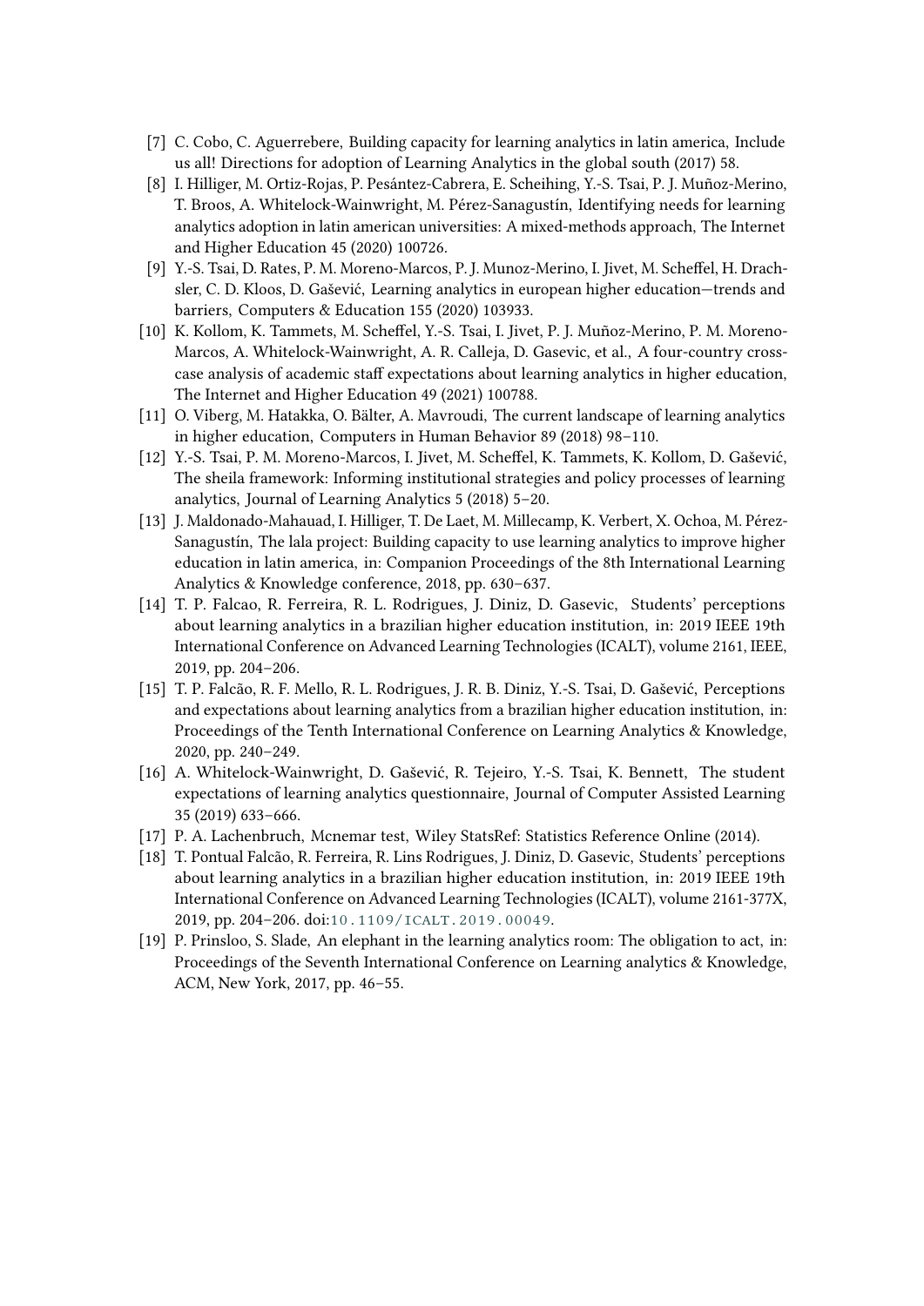[7] C. Cobo, C. Aguerrebere, Building capacity for learning analytics in latin america, Include us all! Directions for adoption of Learning Analytics in the global south (2017) 58.

[8] I. Hilliger, M. Ortiz-Rojas, P. Pesántez-Cabrera, E. Scheihing, Y.-S. Tsai, P. J. Muñoz-Merino, T. Broos, A. Whitelock-Wainwright, M. Pérez-Sanagustín, Identifying needs for learning analytics adoption in latin american universities: A mixed-methods approach, The Internet and Higher Education 45 (2020) 100726.

[9] Y.-S. Tsai, D. Rates, P. M. Moreno-Marcos, P. J. Munoz-Merino, I. Jivet, M. Scheffel, H. Drachsler, C. D. Kloos, D. Gašević, Learning analytics in european higher education—trends and barriers, Computers & Education 155 (2020) 103933.

[10] K. Kollom, K. Tammets, M. Scheffel, Y.-S. Tsai, I. Jivet, P. J. Muñoz-Merino, P. M. Moreno-Marcos, A. Whitelock-Wainwright, A. R. Calleja, D. Gasevic, et al., A four-country cross-case analysis of academic staff expectations about learning analytics in higher education, The Internet and Higher Education 49 (2021) 100788.

[11] O. Viberg, M. Hatakka, O. Bälter, A. Mavroudi, The current landscape of learning analytics in higher education, Computers in Human Behavior 89 (2018) 98–110.

[12] Y.-S. Tsai, P. M. Moreno-Marcos, I. Jivet, M. Scheffel, K. Tammets, K. Kollom, D. Gašević, The sheila framework: Informing institutional strategies and policy processes of learning analytics, Journal of Learning Analytics 5 (2018) 5–20.

[13] J. Maldonado-Mahauad, I. Hilliger, T. De Laet, M. Millecamp, K. Verbert, X. Ochoa, M. Pérez-Sanagustín, The lala project: Building capacity to use learning analytics to improve higher education in latin america, in: Companion Proceedings of the 8th International Learning Analytics & Knowledge conference, 2018, pp. 630–637.

[14] T. P. Falcao, R. Ferreira, R. L. Rodrigues, J. Diniz, D. Gasevic, Students' perceptions about learning analytics in a brazilian higher education institution, in: 2019 IEEE 19th International Conference on Advanced Learning Technologies (ICALT), volume 2161, IEEE, 2019, pp. 204–206.

[15] T. P. Falcão, R. F. Mello, R. L. Rodrigues, J. R. B. Diniz, Y.-S. Tsai, D. Gašević, Perceptions and expectations about learning analytics from a brazilian higher education institution, in: Proceedings of the Tenth International Conference on Learning Analytics & Knowledge, 2020, pp. 240–249.

[16] A. Whitelock-Wainwright, D. Gašević, R. Tejeiro, Y.-S. Tsai, K. Bennett, The student expectations of learning analytics questionnaire, Journal of Computer Assisted Learning 35 (2019) 633–666.

[17] P. A. Lachenbruch, Mcnemar test, Wiley StatsRef: Statistics Reference Online (2014).

[18] T. Pontual Falcão, R. Ferreira, R. Lins Rodrigues, J. Diniz, D. Gasevic, Students' perceptions about learning analytics in a brazilian higher education institution, in: 2019 IEEE 19th International Conference on Advanced Learning Technologies (ICALT), volume 2161-377X, 2019, pp. 204–206. doi:10.1109/ICALT.2019.00049.

[19] P. Prinsloo, S. Slade, An elephant in the learning analytics room: The obligation to act, in: Proceedings of the Seventh International Conference on Learning analytics & Knowledge, ACM, New York, 2017, pp. 46–55.